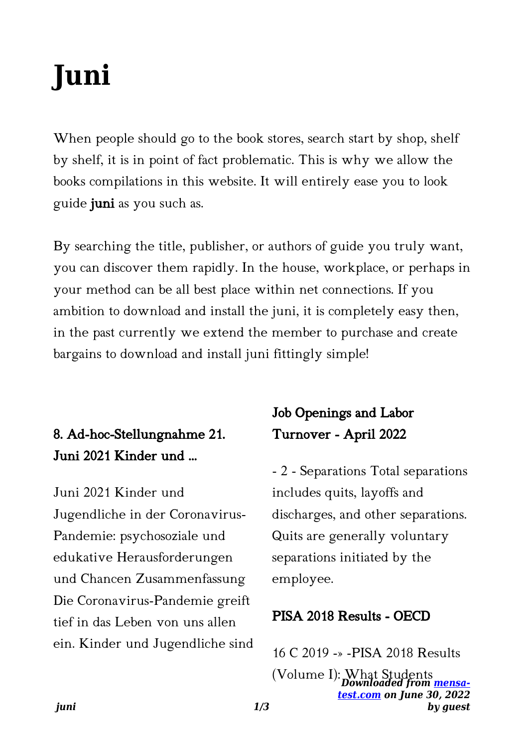# Juni

When people should go to the book stores, search start by shop, shelf by shelf, it is in point of fact problematic. This is why we allow the books compilations in this website. It will entirely ease you to look guide **juni** as you such as.

By searching the title, publisher, or authors of guide you truly want, you can discover them rapidly. In the house, workplace, or perhaps in your method can be all best place within net connections. If you ambition to download and install the juni, it is completely easy then, in the past currently we extend the member to purchase and create bargains to download and install juni fittingly simple!

## 8. Ad-hoc-Stellungnahme 21. Juni 2021 Kinder und ...

Juni 2021 Kinder und Jugendliche in der Coronavirus-Pandemie: psychosoziale und edukative Herausforderungen und Chancen Zusammenfassung Die Coronavirus-Pandemie greift tief in das Leben von uns allen ein. Kinder und Jugendliche sind

## Job Openings and Labor Turnover - April 2022

- 2 - Separations Total separations includes quits, layoffs and discharges, and other separations. Quits are generally voluntary separations initiated by the employee.

## PISA 2018 Results - OECD

16 C 2019 -» -PISA 2018 Results (Volume I): What Students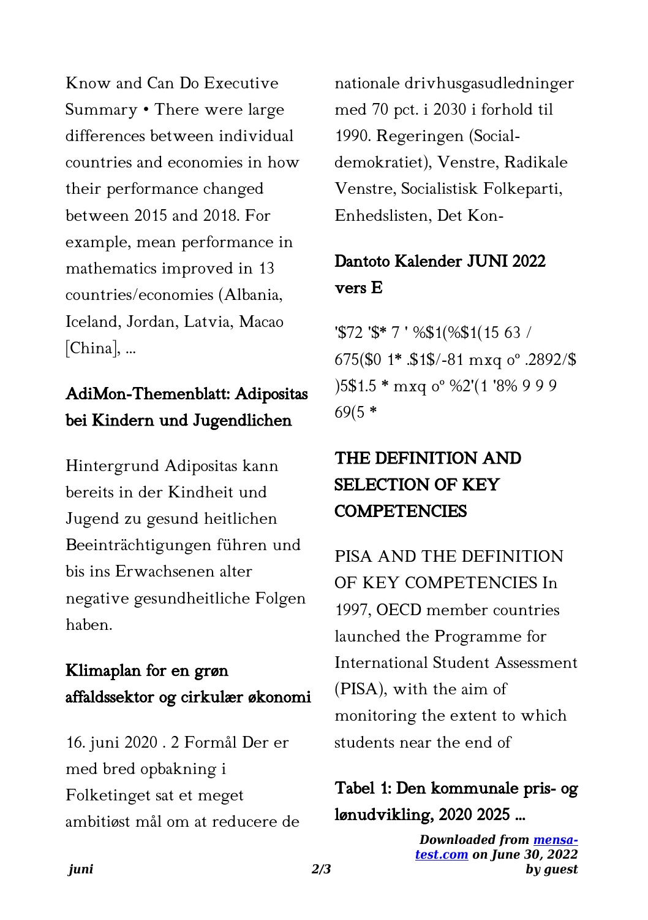Know and Can Do Executive Summary • There were large differences between individual countries and economies in how their performance changed between 2015 and 2018. For example, mean performance in mathematics improved in 13 countries/economies (Albania, Iceland, Jordan, Latvia, Macao [China], ...

## AdiMon-Themenblatt: Adipositas bei Kindern und Jugendlichen

Hintergrund Adipositas kann bereits in der Kindheit und Jugend zu gesund heitlichen Beeinträchtigungen führen und bis ins Erwachsenen alter negative gesundheitliche Folgen haben.

## Klimaplan for en grøn affaldssektor og cirkulær økonomi

16. juni 2020 . 2 Formål Der er med bred opbakning i Folketinget sat et meget ambitiøst mål om at reducere de nationale drivhusgasudledninger med 70 pct. i 2030 i forhold til 1990. Regeringen (Socialdemokratiet), Venstre, Radikale Venstre, Socialistisk Folkeparti, Enhedslisten, Det Kon-

## Dantoto Kalender JUNI 2022 vers E

'$72 '$* 7 ' %$1(%$1(15 63 / 675($0 1* .$1$/-81 mxq oº .2892/$ )5$1.5 * mxq oº %2'(1 '8% 9 9 9 69(5 *

## THE DEFINITION AND SELECTION OF KEY COMPETENCIES

PISA AND THE DEFINITION OF KEY COMPETENCIES In 1997, OECD member countries launched the Programme for International Student Assessment (PISA), with the aim of monitoring the extent to which students near the end of

## Tabel 1: Den kommunale pris- og lønudvikling, 2020 2025 ...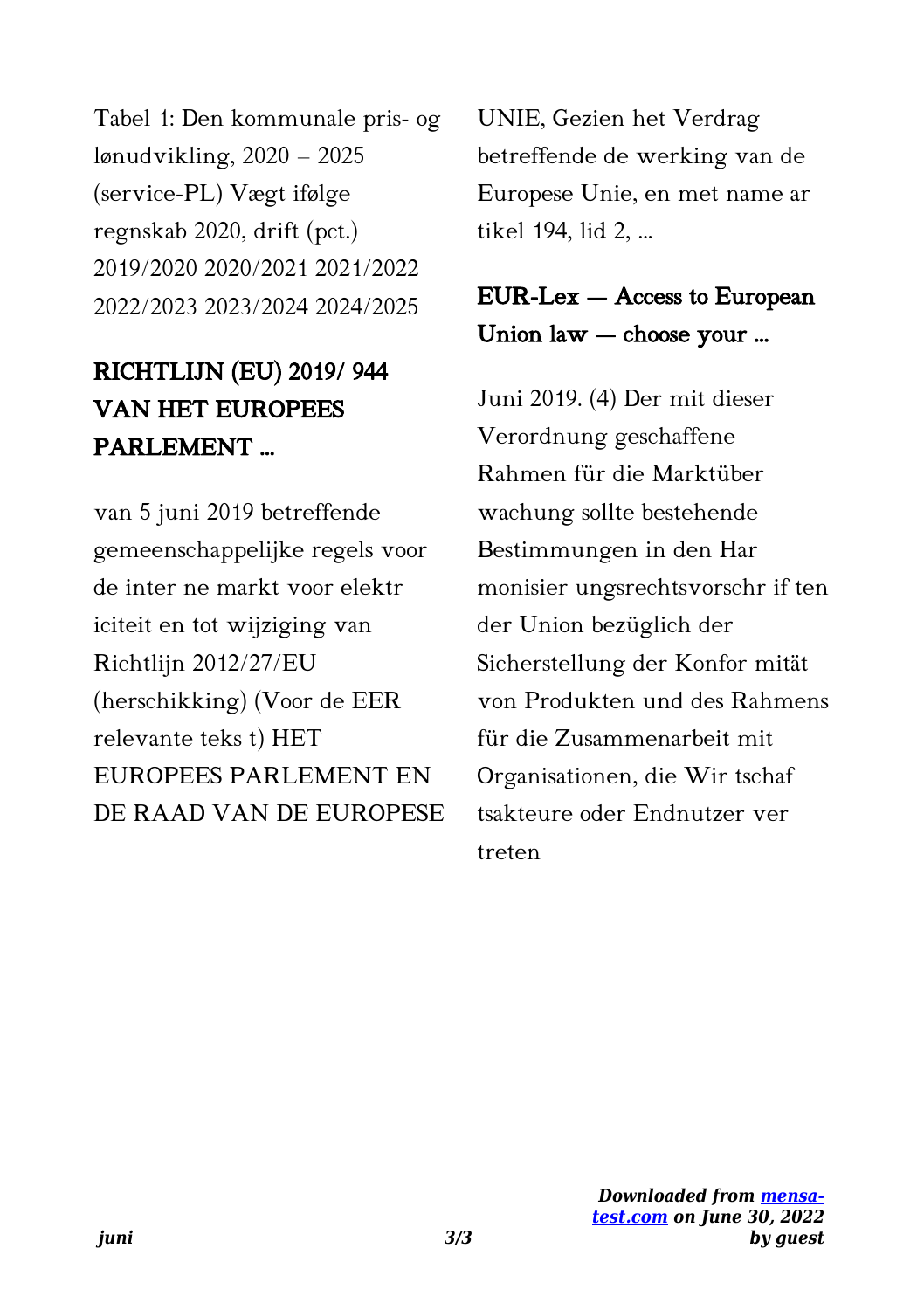Tabel 1: Den kommunale pris- og lønudvikling, 2020 – 2025 (service-PL) Vægt ifølge regnskab 2020, drift (pct.) 2019/2020 2020/2021 2021/2022 2022/2023 2023/2024 2024/2025

## RICHTLIJN (EU) 2019/ 944 VAN HET EUROPEES PARLEMENT …

van 5 juni 2019 betreffende gemeenschappelijke regels voor de inter ne markt voor elektr iciteit en tot wijziging van Richtlijn 2012/27/EU (herschikking) (Voor de EER relevante teks t) HET EUROPEES PARLEMENT EN DE RAAD VAN DE EUROPESE UNIE, Gezien het Verdrag betreffende de werking van de Europese Unie, en met name ar tikel 194, lid 2, …

## EUR-Lex — Access to European Union law — choose your …

Juni 2019. (4) Der mit dieser Verordnung geschaffene Rahmen für die Marktüber wachung sollte bestehende Bestimmungen in den Har monisier ungsrechtsvorschr if ten der Union bezüglich der Sicherstellung der Konfor mität von Produkten und des Rahmens für die Zusammenarbeit mit Organisationen, die Wir tschaf tsakteure oder Endnutzer ver treten